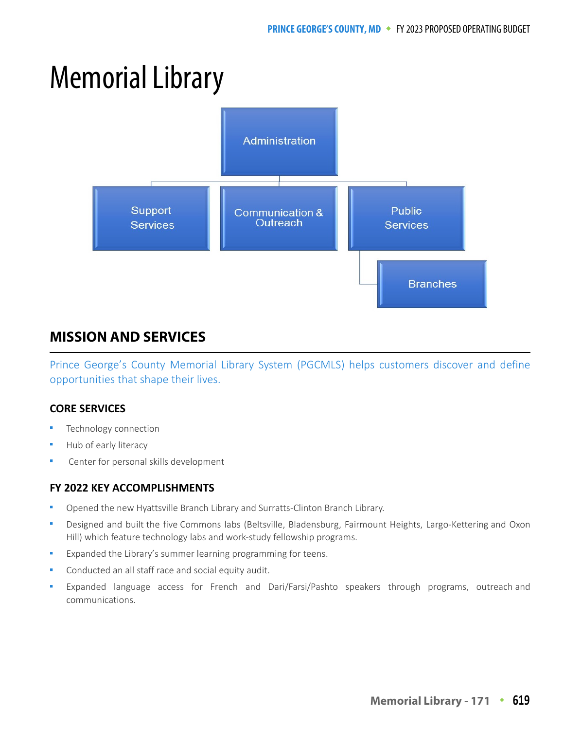# Memorial Library

Administration

Support Services

Communication & Outreach

Public Services

Branches

## MISSION AND SERVICES

Prince George's County Memorial Library System (PGCMLS) helps customers discover and define opportunities that shape their lives.

### CORE SERVICES

- Technology connection
- Hub of early literacy
- Center for personal skills development

### FY 2022 KEY ACCOMPLISHMENTS

- Opened the new Hyattsville Branch Library and Surratts-Clinton Branch Library.
- Designed and built the five Commons labs (Beltsville, Bladensburg, Fairmount Heights, Largo-Kettering and Oxon Hill) which feature technology labs and work-study fellowship programs.
- Expanded the Library's summer learning programming for teens.
- Conducted an all staff race and social equity audit.
- Expanded language access for French and Dari/Farsi/Pashto speakers through programs, outreach and communications.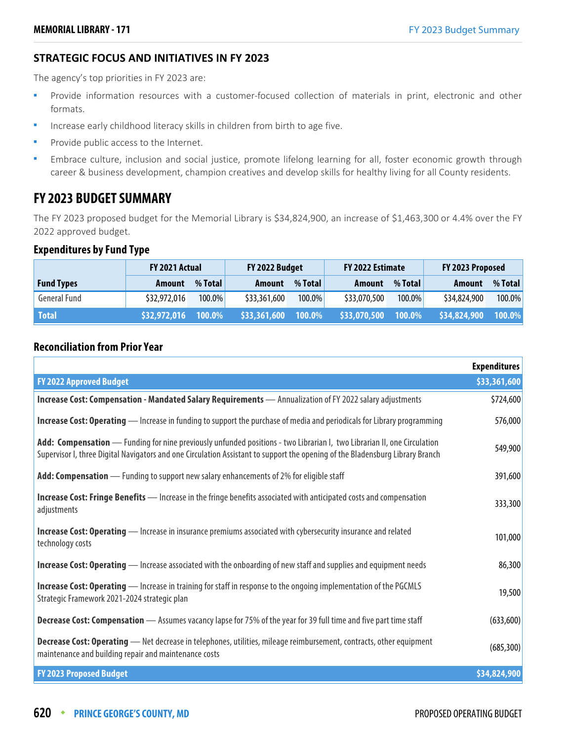## STRATEGIC FOCUS AND INITIATIVES IN FY 2023

The agency's top priorities in FY 2023 are:

- Provide information resources with a customer-focused collection of materials in print, electronic and other formats.
- Increase early childhood literacy skills in children from birth to age five.
- Provide public access to the Internet.
- Embrace culture, inclusion and social justice, promote lifelong learning for all, foster economic growth through career & business development, champion creatives and develop skills for healthy living for all County residents.

# FY 2023 BUDGET SUMMARY

The FY 2023 proposed budget for the Memorial Library is $34,824,900, an increase of $1,463,300 or 4.4% over the FY 2022 approved budget.

### Expenditures by Fund Type

| | FY 2021 Actual | | FY 2022 Budget | | FY 2022 Estimate | | FY 2023 Proposed | |
|---|---|---|---|---|---|---|---|---|
| **Fund Types** | **Amount** | **% Total** | **Amount** | **% Total** | **Amount** | **% Total** | **Amount** | **% Total** |
| General Fund | $32,972,016 | 100.0% | $33,361,600 | 100.0% | $33,070,500 | 100.0% | $34,824,900 | 100.0% |
| **Total** | **$32,972,016** | **100.0%** | **$33,361,600** | **100.0%** | **$33,070,500** | **100.0%** | **$34,824,900** | **100.0%** |

### Reconciliation from Prior Year

| | Expenditures |
|---|---|
| **FY 2022 Approved Budget** | **$33,361,600** |
| **Increase Cost: Compensation - Mandated Salary Requirements** — Annualization of FY 2022 salary adjustments | $724,600 |
| **Increase Cost: Operating** — Increase in funding to support the purchase of media and periodicals for Library programming | 576,000 |
| **Add: Compensation** — Funding for nine previously unfunded positions - two Librarian I, two Librarian II, one Circulation Supervisor I, three Digital Navigators and one Circulation Assistant to support the opening of the Bladensburg Library Branch | 549,900 |
| **Add: Compensation** — Funding to support new salary enhancements of 2% for eligible staff | 391,600 |
| **Increase Cost: Fringe Benefits** — Increase in the fringe benefits associated with anticipated costs and compensation adjustments | 333,300 |
| **Increase Cost: Operating** — Increase in insurance premiums associated with cybersecurity insurance and related technology costs | 101,000 |
| **Increase Cost: Operating** — Increase associated with the onboarding of new staff and supplies and equipment needs | 86,300 |
| **Increase Cost: Operating** — Increase in training for staff in response to the ongoing implementation of the PGCMLS Strategic Framework 2021-2024 strategic plan | 19,500 |
| **Decrease Cost: Compensation** — Assumes vacancy lapse for 75% of the year for 39 full time and five part time staff | (633,600) |
| **Decrease Cost: Operating** — Net decrease in telephones, utilities, mileage reimbursement, contracts, other equipment maintenance and building repair and maintenance costs | (685,300) |
| **FY 2023 Proposed Budget** | **$34,824,900** |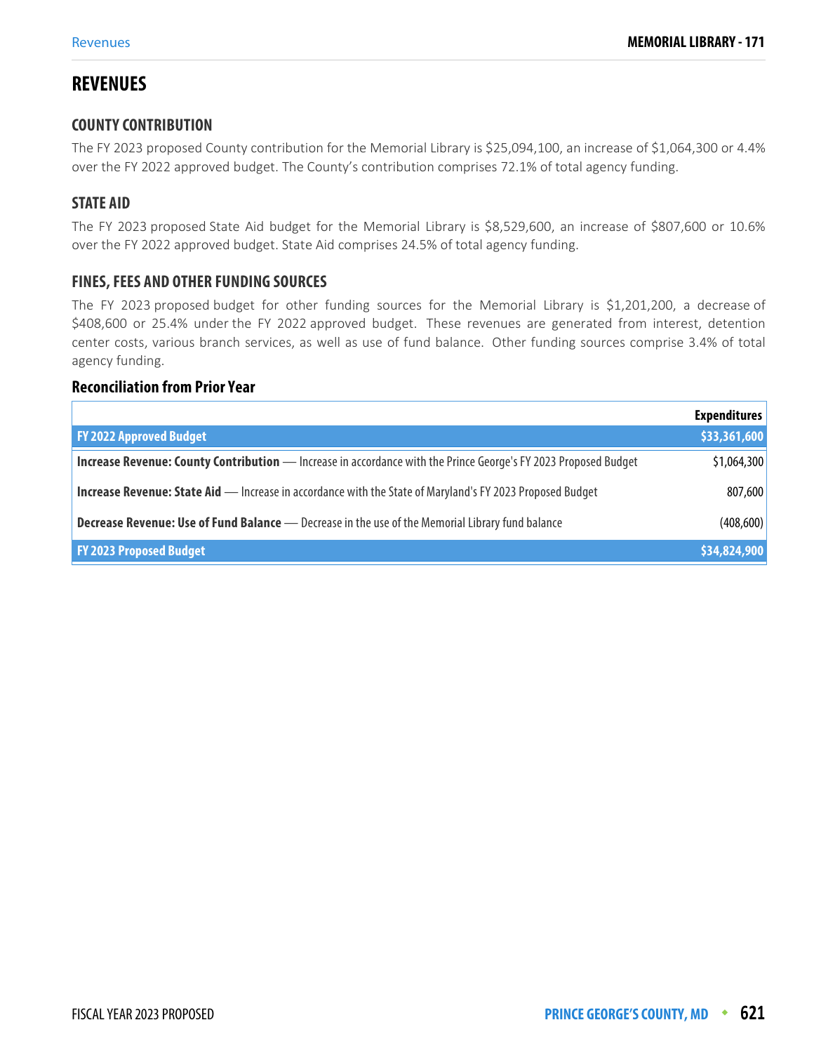# REVENUES

## COUNTY CONTRIBUTION

The FY 2023 proposed County contribution for the Memorial Library is $25,094,100, an increase of $1,064,300 or 4.4% over the FY 2022 approved budget. The County's contribution comprises 72.1% of total agency funding.

## STATE AID

The FY 2023 proposed State Aid budget for the Memorial Library is $8,529,600, an increase of $807,600 or 10.6% over the FY 2022 approved budget. State Aid comprises 24.5% of total agency funding.

## FINES, FEES AND OTHER FUNDING SOURCES

The FY 2023 proposed budget for other funding sources for the Memorial Library is $1,201,200, a decrease of $408,600 or 25.4% under the FY 2022 approved budget. These revenues are generated from interest, detention center costs, various branch services, as well as use of fund balance. Other funding sources comprise 3.4% of total agency funding.

### Reconciliation from Prior Year

| | Expenditures |
|---|---|
| **FY 2022 Approved Budget** | **$33,361,600** |
| **Increase Revenue: County Contribution** — Increase in accordance with the Prince George's FY 2023 Proposed Budget | $1,064,300 |
| **Increase Revenue: State Aid** — Increase in accordance with the State of Maryland's FY 2023 Proposed Budget | 807,600 |
| **Decrease Revenue: Use of Fund Balance** — Decrease in the use of the Memorial Library fund balance | (408,600) |
| **FY 2023 Proposed Budget** | **$34,824,900** |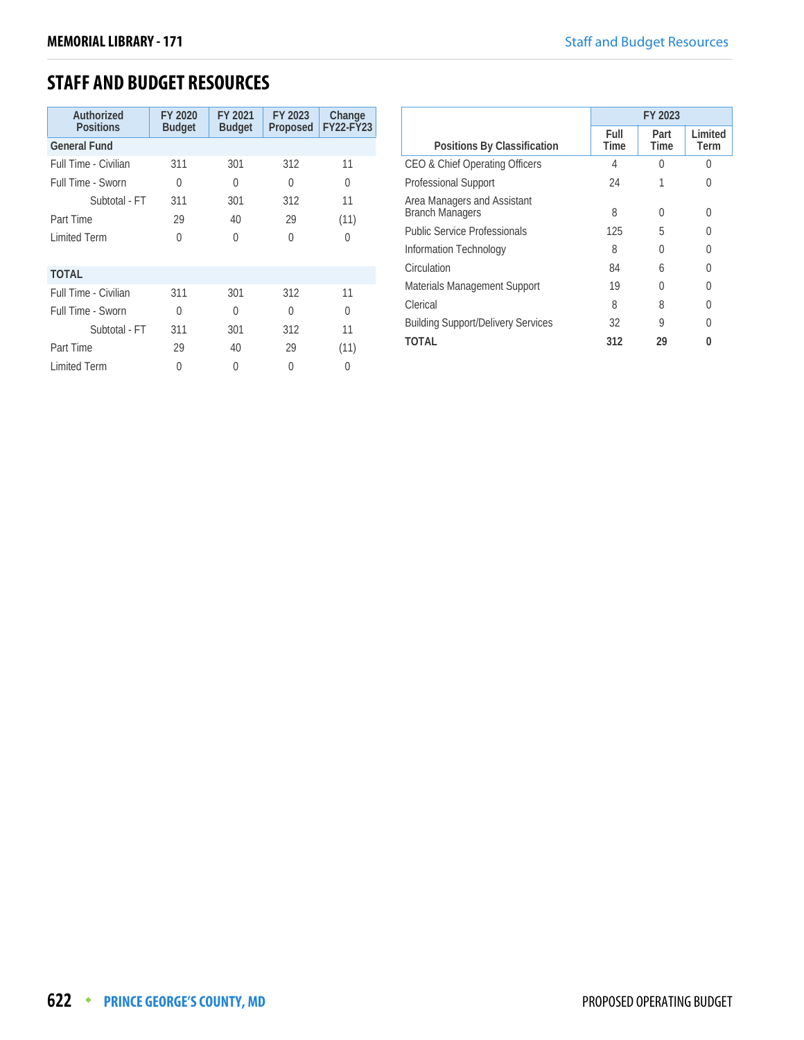# STAFF AND BUDGET RESOURCES

| Authorized Positions | FY 2020 Budget | FY 2021 Budget | FY 2023 Proposed | Change FY22-FY23 |
|---|---|---|---|---|
| **General Fund** | | | | |
| Full Time - Civilian | 311 | 301 | 312 | 11 |
| Full Time - Sworn | 0 | 0 | 0 | 0 |
| Subtotal - FT | 311 | 301 | 312 | 11 |
| Part Time | 29 | 40 | 29 | (11) |
| Limited Term | 0 | 0 | 0 | 0 |
| | | | | |
| **TOTAL** | | | | |
| Full Time - Civilian | 311 | 301 | 312 | 11 |
| Full Time - Sworn | 0 | 0 | 0 | 0 |
| Subtotal - FT | 311 | 301 | 312 | 11 |
| Part Time | 29 | 40 | 29 | (11) |
| Limited Term | 0 | 0 | 0 | 0 |

| | FY 2023 | | |
|---|---|---|---|
| Positions By Classification | Full Time | Part Time | Limited Term |
| CEO & Chief Operating Officers | 4 | 0 | 0 |
| Professional Support | 24 | 1 | 0 |
| Area Managers and Assistant Branch Managers | 8 | 0 | 0 |
| Public Service Professionals | 125 | 5 | 0 |
| Information Technology | 8 | 0 | 0 |
| Circulation | 84 | 6 | 0 |
| Materials Management Support | 19 | 0 | 0 |
| Clerical | 8 | 8 | 0 |
| Building Support/Delivery Services | 32 | 9 | 0 |
| **TOTAL** | **312** | **29** | **0** |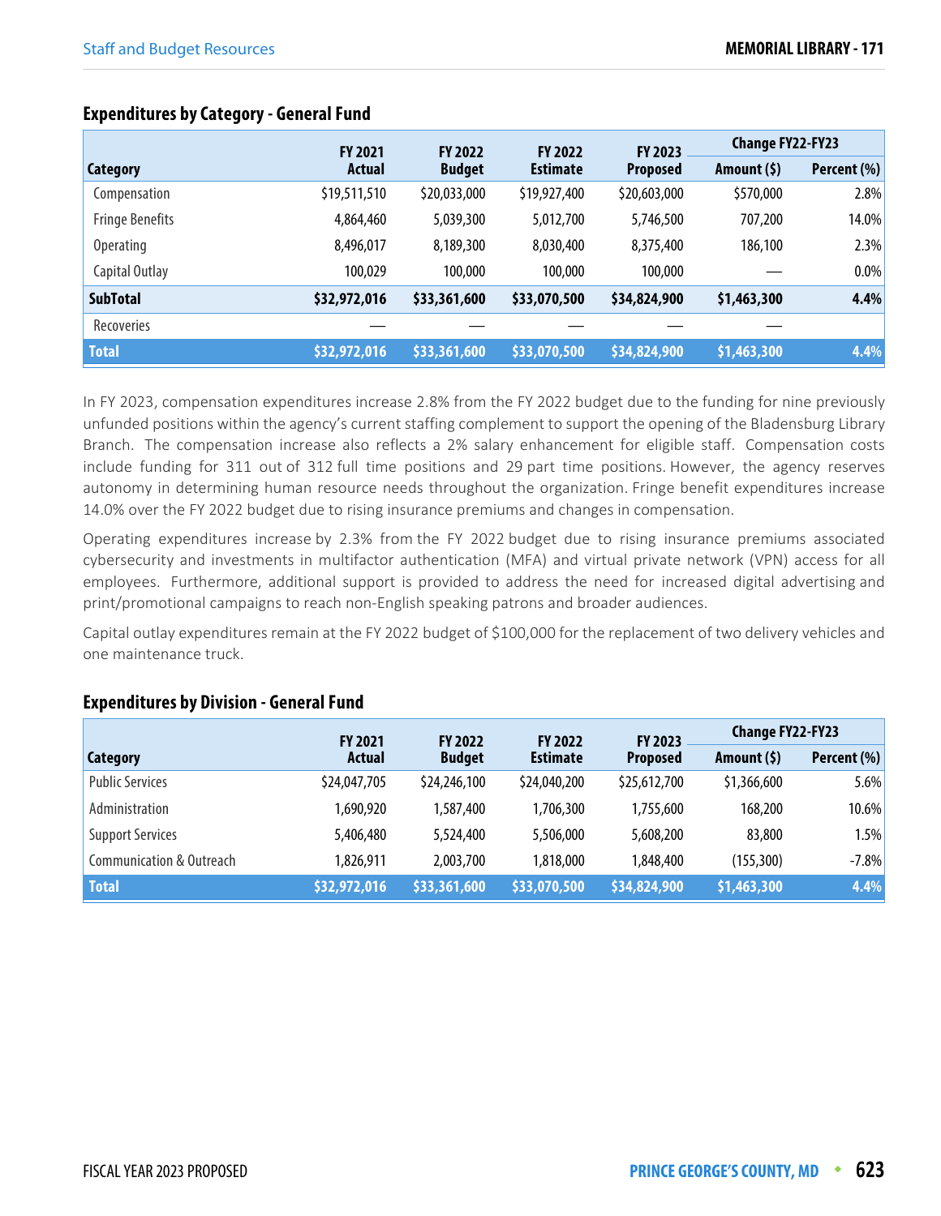## Expenditures by Category - General Fund

| Category | FY 2021 Actual | FY 2022 Budget | FY 2022 Estimate | FY 2023 Proposed | Change FY22-FY23 Amount ($) | Change FY22-FY23 Percent (%) |
|---|---|---|---|---|---|---|
| Compensation | $19,511,510 | $20,033,000 | $19,927,400 | $20,603,000 | $570,000 | 2.8% |
| Fringe Benefits | 4,864,460 | 5,039,300 | 5,012,700 | 5,746,500 | 707,200 | 14.0% |
| Operating | 8,496,017 | 8,189,300 | 8,030,400 | 8,375,400 | 186,100 | 2.3% |
| Capital Outlay | 100,029 | 100,000 | 100,000 | 100,000 | — | 0.0% |
| **SubTotal** | **$32,972,016** | **$33,361,600** | **$33,070,500** | **$34,824,900** | **$1,463,300** | **4.4%** |
| Recoveries | — | — | — | — | — | |
| **Total** | **$32,972,016** | **$33,361,600** | **$33,070,500** | **$34,824,900** | **$1,463,300** | **4.4%** |

In FY 2023, compensation expenditures increase 2.8% from the FY 2022 budget due to the funding for nine previously unfunded positions within the agency's current staffing complement to support the opening of the Bladensburg Library Branch. The compensation increase also reflects a 2% salary enhancement for eligible staff. Compensation costs include funding for 311 out of 312 full time positions and 29 part time positions. However, the agency reserves autonomy in determining human resource needs throughout the organization. Fringe benefit expenditures increase 14.0% over the FY 2022 budget due to rising insurance premiums and changes in compensation.

Operating expenditures increase by 2.3% from the FY 2022 budget due to rising insurance premiums associated cybersecurity and investments in multifactor authentication (MFA) and virtual private network (VPN) access for all employees. Furthermore, additional support is provided to address the need for increased digital advertising and print/promotional campaigns to reach non-English speaking patrons and broader audiences.

Capital outlay expenditures remain at the FY 2022 budget of $100,000 for the replacement of two delivery vehicles and one maintenance truck.

## Expenditures by Division - General Fund

| Category | FY 2021 Actual | FY 2022 Budget | FY 2022 Estimate | FY 2023 Proposed | Change FY22-FY23 Amount ($) | Change FY22-FY23 Percent (%) |
|---|---|---|---|---|---|---|
| Public Services | $24,047,705 | $24,246,100 | $24,040,200 | $25,612,700 | $1,366,600 | 5.6% |
| Administration | 1,690,920 | 1,587,400 | 1,706,300 | 1,755,600 | 168,200 | 10.6% |
| Support Services | 5,406,480 | 5,524,400 | 5,506,000 | 5,608,200 | 83,800 | 1.5% |
| Communication & Outreach | 1,826,911 | 2,003,700 | 1,818,000 | 1,848,400 | (155,300) | -7.8% |
| **Total** | **$32,972,016** | **$33,361,600** | **$33,070,500** | **$34,824,900** | **$1,463,300** | **4.4%** |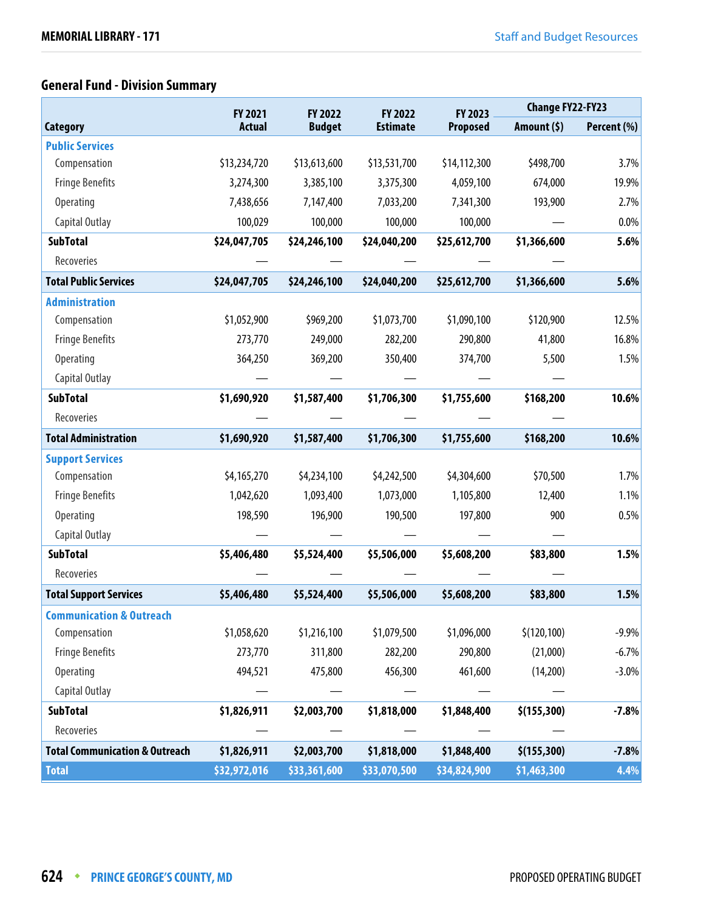## General Fund - Division Summary

| Category | FY 2021 Actual | FY 2022 Budget | FY 2022 Estimate | FY 2023 Proposed | Change FY22-FY23 | |
|---|---|---|---|---|---|---|
| | | | | | Amount ($) | Percent (%) |
| **Public Services** | | | | | | |
| Compensation | $13,234,720 | $13,613,600 | $13,531,700 | $14,112,300 | $498,700 | 3.7% |
| Fringe Benefits | 3,274,300 | 3,385,100 | 3,375,300 | 4,059,100 | 674,000 | 19.9% |
| Operating | 7,438,656 | 7,147,400 | 7,033,200 | 7,341,300 | 193,900 | 2.7% |
| Capital Outlay | 100,029 | 100,000 | 100,000 | 100,000 | — | 0.0% |
| **SubTotal** | **$24,047,705** | **$24,246,100** | **$24,040,200** | **$25,612,700** | **$1,366,600** | **5.6%** |
| Recoveries | — | — | — | — | — | |
| **Total Public Services** | **$24,047,705** | **$24,246,100** | **$24,040,200** | **$25,612,700** | **$1,366,600** | **5.6%** |
| **Administration** | | | | | | |
| Compensation | $1,052,900 | $969,200 | $1,073,700 | $1,090,100 | $120,900 | 12.5% |
| Fringe Benefits | 273,770 | 249,000 | 282,200 | 290,800 | 41,800 | 16.8% |
| Operating | 364,250 | 369,200 | 350,400 | 374,700 | 5,500 | 1.5% |
| Capital Outlay | — | — | — | — | — | |
| **SubTotal** | **$1,690,920** | **$1,587,400** | **$1,706,300** | **$1,755,600** | **$168,200** | **10.6%** |
| Recoveries | — | — | — | — | — | |
| **Total Administration** | **$1,690,920** | **$1,587,400** | **$1,706,300** | **$1,755,600** | **$168,200** | **10.6%** |
| **Support Services** | | | | | | |
| Compensation | $4,165,270 | $4,234,100 | $4,242,500 | $4,304,600 | $70,500 | 1.7% |
| Fringe Benefits | 1,042,620 | 1,093,400 | 1,073,000 | 1,105,800 | 12,400 | 1.1% |
| Operating | 198,590 | 196,900 | 190,500 | 197,800 | 900 | 0.5% |
| Capital Outlay | — | — | — | — | — | |
| **SubTotal** | **$5,406,480** | **$5,524,400** | **$5,506,000** | **$5,608,200** | **$83,800** | **1.5%** |
| Recoveries | — | — | — | — | — | |
| **Total Support Services** | **$5,406,480** | **$5,524,400** | **$5,506,000** | **$5,608,200** | **$83,800** | **1.5%** |
| **Communication & Outreach** | | | | | | |
| Compensation | $1,058,620 | $1,216,100 | $1,079,500 | $1,096,000 | $(120,100) | -9.9% |
| Fringe Benefits | 273,770 | 311,800 | 282,200 | 290,800 | (21,000) | -6.7% |
| Operating | 494,521 | 475,800 | 456,300 | 461,600 | (14,200) | -3.0% |
| Capital Outlay | — | — | — | — | — | |
| **SubTotal** | **$1,826,911** | **$2,003,700** | **$1,818,000** | **$1,848,400** | **$(155,300)** | **-7.8%** |
| Recoveries | — | — | — | — | — | |
| **Total Communication & Outreach** | **$1,826,911** | **$2,003,700** | **$1,818,000** | **$1,848,400** | **$(155,300)** | **-7.8%** |
| **Total** | **$32,972,016** | **$33,361,600** | **$33,070,500** | **$34,824,900** | **$1,463,300** | **4.4%** |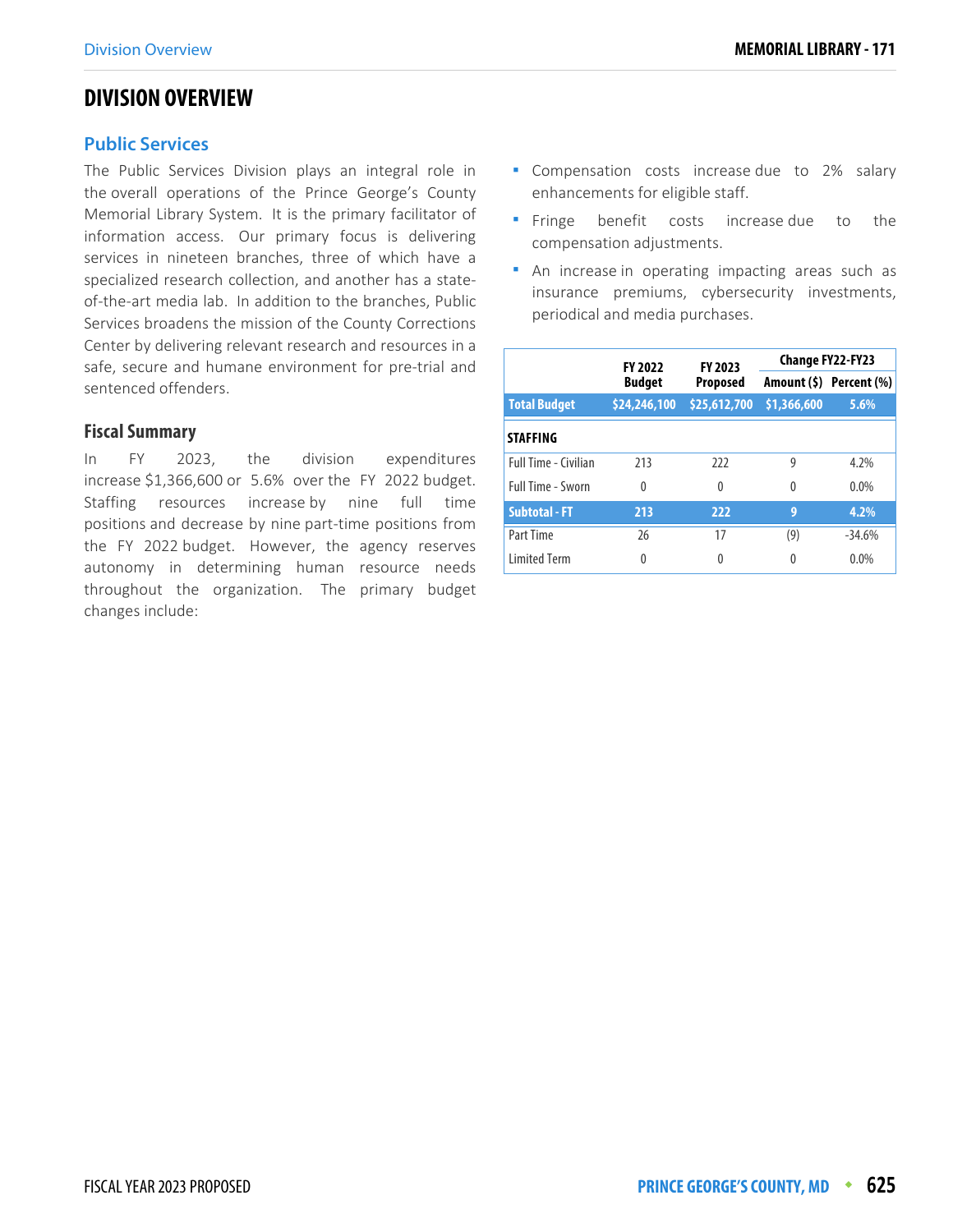# DIVISION OVERVIEW

## Public Services

The Public Services Division plays an integral role in the overall operations of the Prince George's County Memorial Library System. It is the primary facilitator of information access. Our primary focus is delivering services in nineteen branches, three of which have a specialized research collection, and another has a state-of-the-art media lab. In addition to the branches, Public Services broadens the mission of the County Corrections Center by delivering relevant research and resources in a safe, secure and humane environment for pre-trial and sentenced offenders.

### Fiscal Summary

In FY 2023, the division expenditures increase $1,366,600 or 5.6% over the FY 2022 budget. Staffing resources increase by nine full time positions and decrease by nine part-time positions from the FY 2022 budget. However, the agency reserves autonomy in determining human resource needs throughout the organization. The primary budget changes include:

- Compensation costs increase due to 2% salary enhancements for eligible staff.
- Fringe benefit costs increase due to the compensation adjustments.
- An increase in operating impacting areas such as insurance premiums, cybersecurity investments, periodical and media purchases.

| | FY 2022 Budget | FY 2023 Proposed | Change FY22-FY23 | |
|---|---|---|---|---|
| | | | Amount ($) | Percent (%) |
| **Total Budget** | **$24,246,100** | **$25,612,700** | **$1,366,600** | **5.6%** |
| **STAFFING** | | | | |
| Full Time - Civilian | 213 | 222 | 9 | 4.2% |
| Full Time - Sworn | 0 | 0 | 0 | 0.0% |
| **Subtotal - FT** | **213** | **222** | **9** | **4.2%** |
| Part Time | 26 | 17 | (9) | -34.6% |
| Limited Term | 0 | 0 | 0 | 0.0% |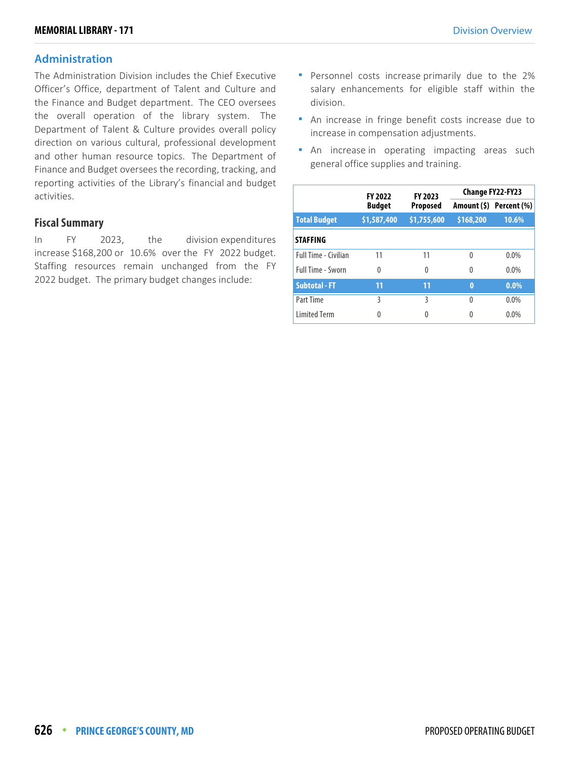## Administration

The Administration Division includes the Chief Executive Officer's Office, department of Talent and Culture and the Finance and Budget department. The CEO oversees the overall operation of the library system. The Department of Talent & Culture provides overall policy direction on various cultural, professional development and other human resource topics. The Department of Finance and Budget oversees the recording, tracking, and reporting activities of the Library's financial and budget activities.

### Fiscal Summary

In FY 2023, the division expenditures increase $168,200 or 10.6% over the FY 2022 budget. Staffing resources remain unchanged from the FY 2022 budget. The primary budget changes include:

- Personnel costs increase primarily due to the 2% salary enhancements for eligible staff within the division.
- An increase in fringe benefit costs increase due to increase in compensation adjustments.
- An increase in operating impacting areas such general office supplies and training.

| | FY 2022 Budget | FY 2023 Proposed | Change FY22-FY23 | |
|---|---|---|---|---|
| | | | Amount ($) | Percent (%) |
| **Total Budget** | **$1,587,400** | **$1,755,600** | **$168,200** | **10.6%** |
| **STAFFING** | | | | |
| Full Time - Civilian | 11 | 11 | 0 | 0.0% |
| Full Time - Sworn | 0 | 0 | 0 | 0.0% |
| **Subtotal - FT** | **11** | **11** | **0** | **0.0%** |
| Part Time | 3 | 3 | 0 | 0.0% |
| Limited Term | 0 | 0 | 0 | 0.0% |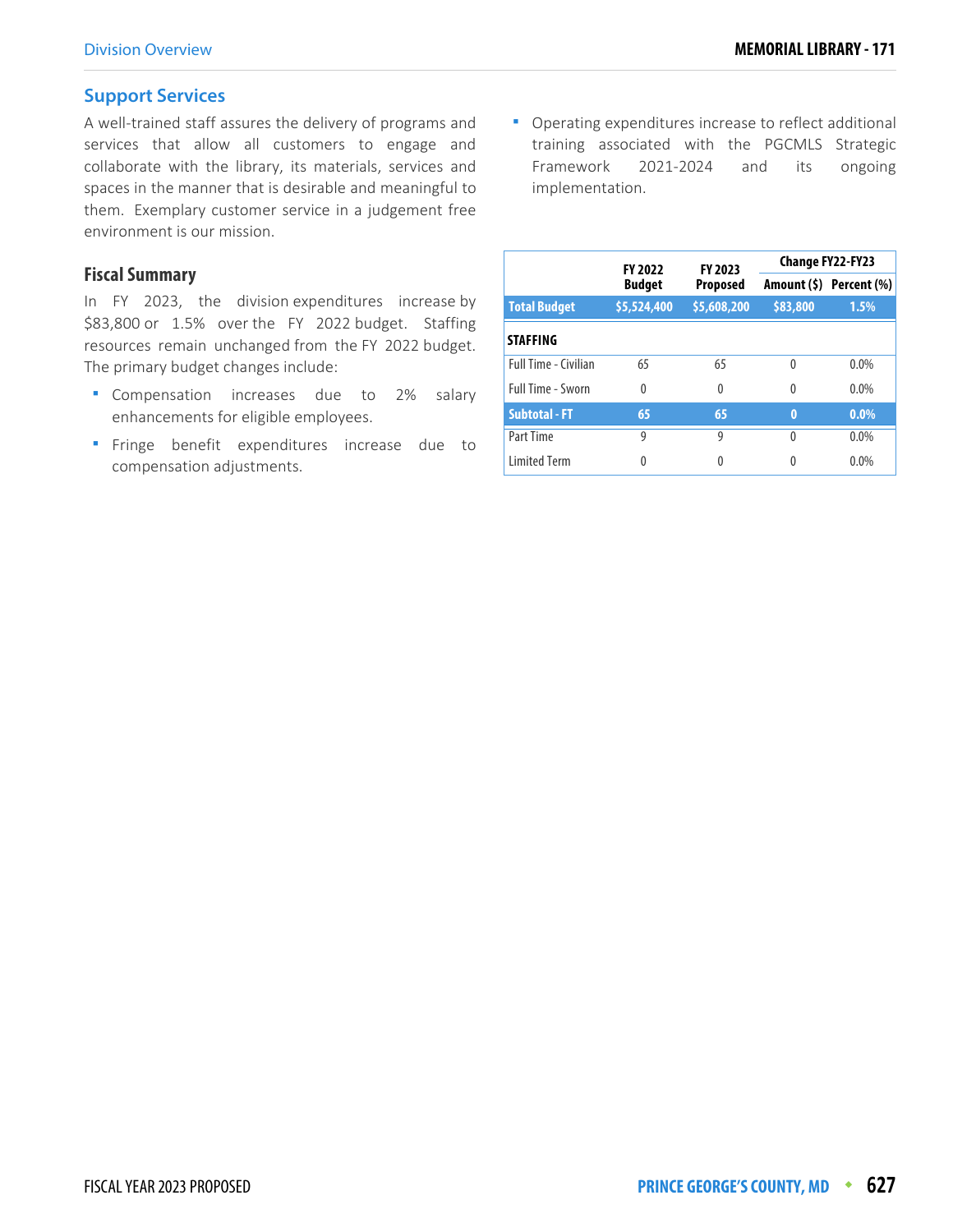## Support Services

A well-trained staff assures the delivery of programs and services that allow all customers to engage and collaborate with the library, its materials, services and spaces in the manner that is desirable and meaningful to them. Exemplary customer service in a judgement free environment is our mission.

### Fiscal Summary

In FY 2023, the division expenditures increase by $83,800 or 1.5% over the FY 2022 budget. Staffing resources remain unchanged from the FY 2022 budget. The primary budget changes include:

- Compensation increases due to 2% salary enhancements for eligible employees.
- Fringe benefit expenditures increase due to compensation adjustments.
- Operating expenditures increase to reflect additional training associated with the PGCMLS Strategic Framework 2021-2024 and its ongoing implementation.

| | FY 2022 Budget | FY 2023 Proposed | Change FY22-FY23 | |
|---|---|---|---|---|
| | | | Amount ($) | Percent (%) |
| **Total Budget** | **$5,524,400** | **$5,608,200** | **$83,800** | **1.5%** |
| **STAFFING** | | | | |
| Full Time - Civilian | 65 | 65 | 0 | 0.0% |
| Full Time - Sworn | 0 | 0 | 0 | 0.0% |
| **Subtotal - FT** | **65** | **65** | **0** | **0.0%** |
| Part Time | 9 | 9 | 0 | 0.0% |
| Limited Term | 0 | 0 | 0 | 0.0% |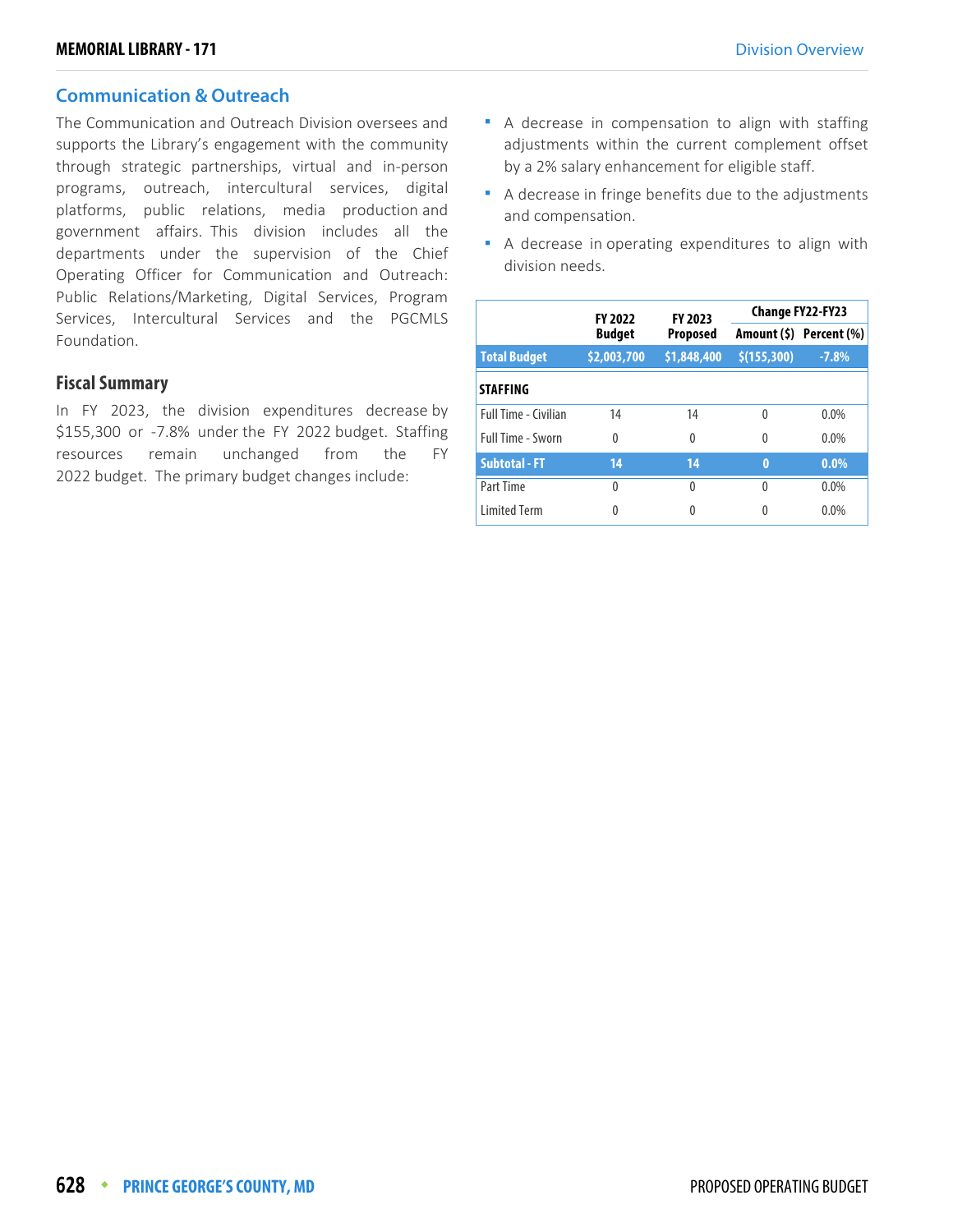## Communication & Outreach

The Communication and Outreach Division oversees and supports the Library's engagement with the community through strategic partnerships, virtual and in-person programs, outreach, intercultural services, digital platforms, public relations, media production and government affairs. This division includes all the departments under the supervision of the Chief Operating Officer for Communication and Outreach: Public Relations/Marketing, Digital Services, Program Services, Intercultural Services and the PGCMLS Foundation.

### Fiscal Summary

In FY 2023, the division expenditures decrease by $155,300 or -7.8% under the FY 2022 budget. Staffing resources remain unchanged from the FY 2022 budget. The primary budget changes include:

- A decrease in compensation to align with staffing adjustments within the current complement offset by a 2% salary enhancement for eligible staff.
- A decrease in fringe benefits due to the adjustments and compensation.
- A decrease in operating expenditures to align with division needs.

| | FY 2022 Budget | FY 2023 Proposed | Change FY22-FY23 | |
|---|---|---|---|---|
| | | | Amount ($) | Percent (%) |
| **Total Budget** | **$2,003,700** | **$1,848,400** | **$(155,300)** | **-7.8%** |
| **STAFFING** | | | | |
| Full Time - Civilian | 14 | 14 | 0 | 0.0% |
| Full Time - Sworn | 0 | 0 | 0 | 0.0% |
| **Subtotal - FT** | **14** | **14** | **0** | **0.0%** |
| Part Time | 0 | 0 | 0 | 0.0% |
| Limited Term | 0 | 0 | 0 | 0.0% |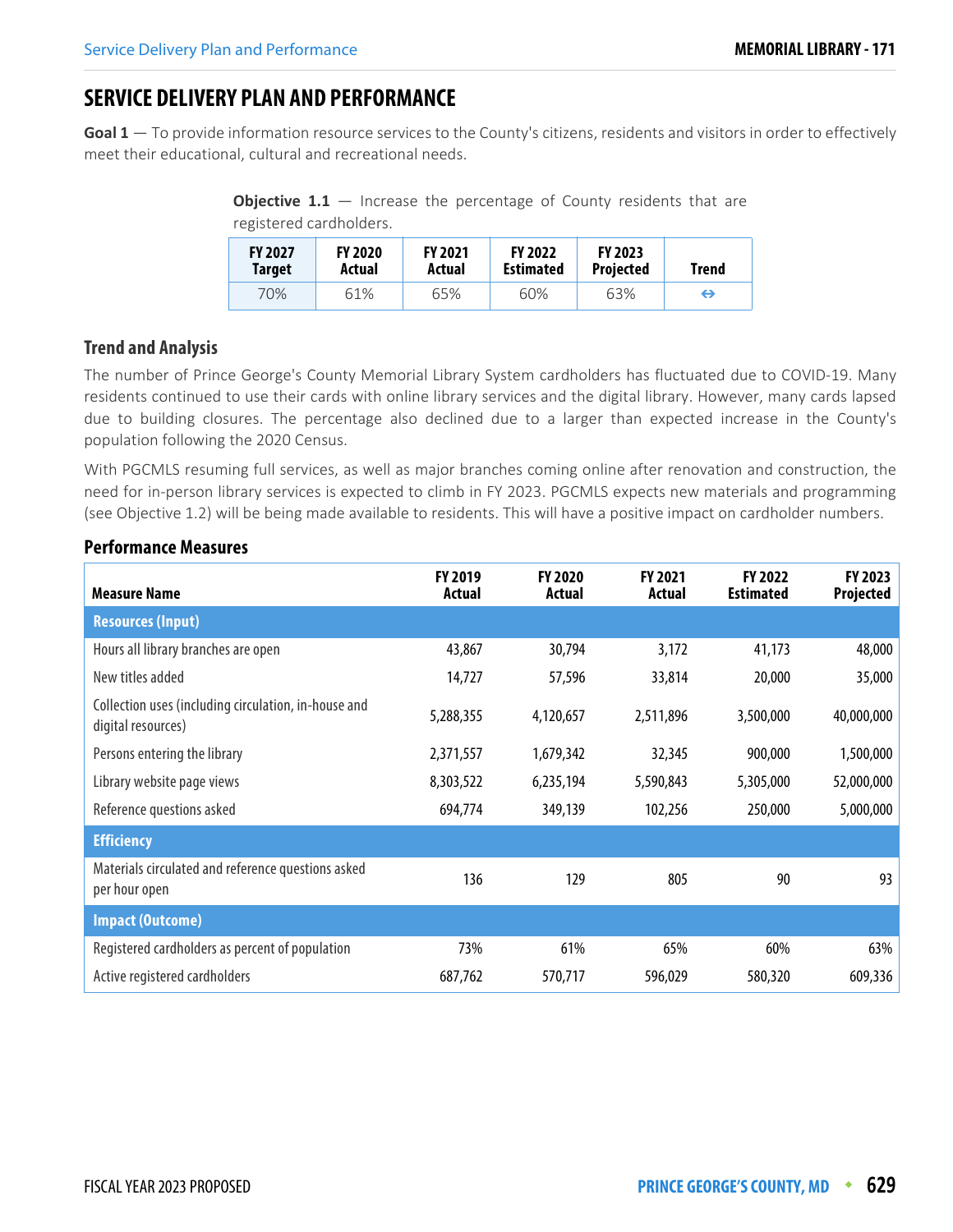# SERVICE DELIVERY PLAN AND PERFORMANCE

**Goal 1** — To provide information resource services to the County's citizens, residents and visitors in order to effectively meet their educational, cultural and recreational needs.

**Objective 1.1** — Increase the percentage of County residents that are registered cardholders.

| FY 2027 Target | FY 2020 Actual | FY 2021 Actual | FY 2022 Estimated | FY 2023 Projected | Trend |
|---|---|---|---|---|---|
| 70% | 61% | 65% | 60% | 63% | ⇔ |

### Trend and Analysis

The number of Prince George's County Memorial Library System cardholders has fluctuated due to COVID-19. Many residents continued to use their cards with online library services and the digital library. However, many cards lapsed due to building closures. The percentage also declined due to a larger than expected increase in the County's population following the 2020 Census.

With PGCMLS resuming full services, as well as major branches coming online after renovation and construction, the need for in-person library services is expected to climb in FY 2023. PGCMLS expects new materials and programming (see Objective 1.2) will be being made available to residents. This will have a positive impact on cardholder numbers.

### Performance Measures

| Measure Name | FY 2019 Actual | FY 2020 Actual | FY 2021 Actual | FY 2022 Estimated | FY 2023 Projected |
|---|---|---|---|---|---|
| **Resources (Input)** | | | | | |
| Hours all library branches are open | 43,867 | 30,794 | 3,172 | 41,173 | 48,000 |
| New titles added | 14,727 | 57,596 | 33,814 | 20,000 | 35,000 |
| Collection uses (including circulation, in-house and digital resources) | 5,288,355 | 4,120,657 | 2,511,896 | 3,500,000 | 40,000,000 |
| Persons entering the library | 2,371,557 | 1,679,342 | 32,345 | 900,000 | 1,500,000 |
| Library website page views | 8,303,522 | 6,235,194 | 5,590,843 | 5,305,000 | 52,000,000 |
| Reference questions asked | 694,774 | 349,139 | 102,256 | 250,000 | 5,000,000 |
| **Efficiency** | | | | | |
| Materials circulated and reference questions asked per hour open | 136 | 129 | 805 | 90 | 93 |
| **Impact (Outcome)** | | | | | |
| Registered cardholders as percent of population | 73% | 61% | 65% | 60% | 63% |
| Active registered cardholders | 687,762 | 570,717 | 596,029 | 580,320 | 609,336 |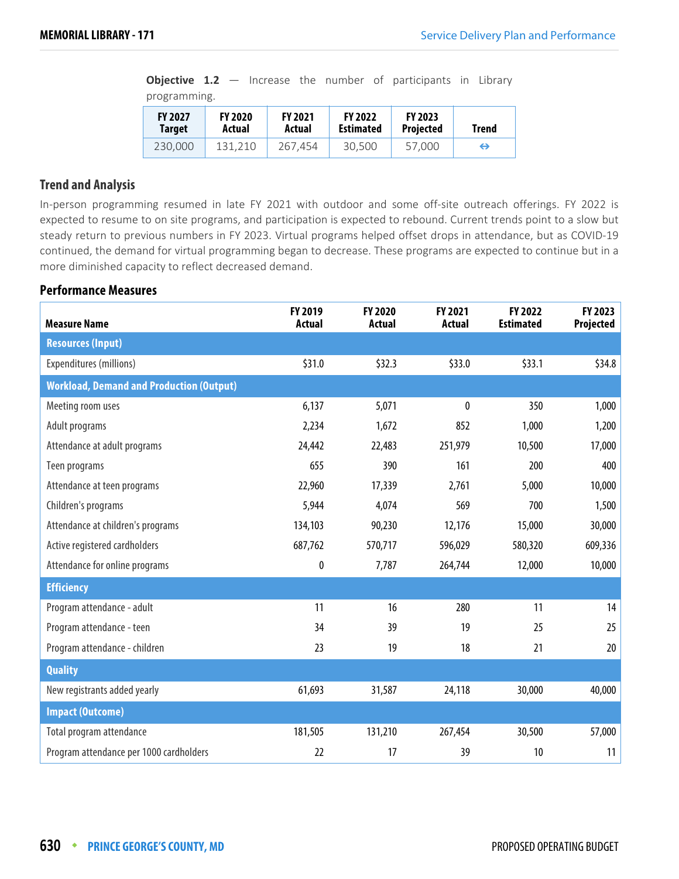**Objective 1.2** — Increase the number of participants in Library programming.

| FY 2027 Target | FY 2020 Actual | FY 2021 Actual | FY 2022 Estimated | FY 2023 Projected | Trend |
|---|---|---|---|---|---|
| 230,000 | 131,210 | 267,454 | 30,500 | 57,000 | ⇔ |

## Trend and Analysis

In-person programming resumed in late FY 2021 with outdoor and some off-site outreach offerings. FY 2022 is expected to resume to on site programs, and participation is expected to rebound. Current trends point to a slow but steady return to previous numbers in FY 2023. Virtual programs helped offset drops in attendance, but as COVID-19 continued, the demand for virtual programming began to decrease. These programs are expected to continue but in a more diminished capacity to reflect decreased demand.

## Performance Measures

| Measure Name | FY 2019 Actual | FY 2020 Actual | FY 2021 Actual | FY 2022 Estimated | FY 2023 Projected |
|---|---|---|---|---|---|
| **Resources (Input)** | | | | | |
| Expenditures (millions) | $31.0 | $32.3 | $33.0 | $33.1 | $34.8 |
| **Workload, Demand and Production (Output)** | | | | | |
| Meeting room uses | 6,137 | 5,071 | 0 | 350 | 1,000 |
| Adult programs | 2,234 | 1,672 | 852 | 1,000 | 1,200 |
| Attendance at adult programs | 24,442 | 22,483 | 251,979 | 10,500 | 17,000 |
| Teen programs | 655 | 390 | 161 | 200 | 400 |
| Attendance at teen programs | 22,960 | 17,339 | 2,761 | 5,000 | 10,000 |
| Children's programs | 5,944 | 4,074 | 569 | 700 | 1,500 |
| Attendance at children's programs | 134,103 | 90,230 | 12,176 | 15,000 | 30,000 |
| Active registered cardholders | 687,762 | 570,717 | 596,029 | 580,320 | 609,336 |
| Attendance for online programs | 0 | 7,787 | 264,744 | 12,000 | 10,000 |
| **Efficiency** | | | | | |
| Program attendance - adult | 11 | 16 | 280 | 11 | 14 |
| Program attendance - teen | 34 | 39 | 19 | 25 | 25 |
| Program attendance - children | 23 | 19 | 18 | 21 | 20 |
| **Quality** | | | | | |
| New registrants added yearly | 61,693 | 31,587 | 24,118 | 30,000 | 40,000 |
| **Impact (Outcome)** | | | | | |
| Total program attendance | 181,505 | 131,210 | 267,454 | 30,500 | 57,000 |
| Program attendance per 1000 cardholders | 22 | 17 | 39 | 10 | 11 |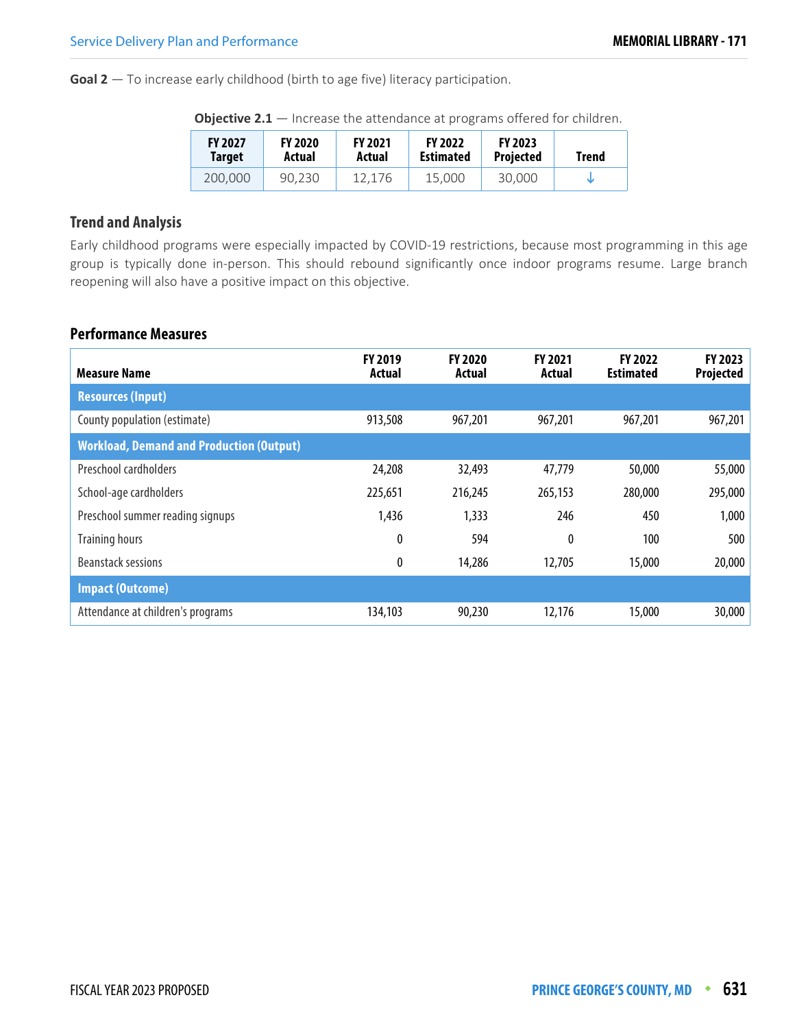**Goal 2** — To increase early childhood (birth to age five) literacy participation.

**Objective 2.1** — Increase the attendance at programs offered for children.

| FY 2027 Target | FY 2020 Actual | FY 2021 Actual | FY 2022 Estimated | FY 2023 Projected | Trend |
|---|---|---|---|---|---|
| 200,000 | 90,230 | 12,176 | 15,000 | 30,000 | ↓ |

### Trend and Analysis

Early childhood programs were especially impacted by COVID-19 restrictions, because most programming in this age group is typically done in-person. This should rebound significantly once indoor programs resume. Large branch reopening will also have a positive impact on this objective.

### Performance Measures

| Measure Name | FY 2019 Actual | FY 2020 Actual | FY 2021 Actual | FY 2022 Estimated | FY 2023 Projected |
|---|---|---|---|---|---|
| **Resources (Input)** | | | | | |
| County population (estimate) | 913,508 | 967,201 | 967,201 | 967,201 | 967,201 |
| **Workload, Demand and Production (Output)** | | | | | |
| Preschool cardholders | 24,208 | 32,493 | 47,779 | 50,000 | 55,000 |
| School-age cardholders | 225,651 | 216,245 | 265,153 | 280,000 | 295,000 |
| Preschool summer reading signups | 1,436 | 1,333 | 246 | 450 | 1,000 |
| Training hours | 0 | 594 | 0 | 100 | 500 |
| Beanstack sessions | 0 | 14,286 | 12,705 | 15,000 | 20,000 |
| **Impact (Outcome)** | | | | | |
| Attendance at children's programs | 134,103 | 90,230 | 12,176 | 15,000 | 30,000 |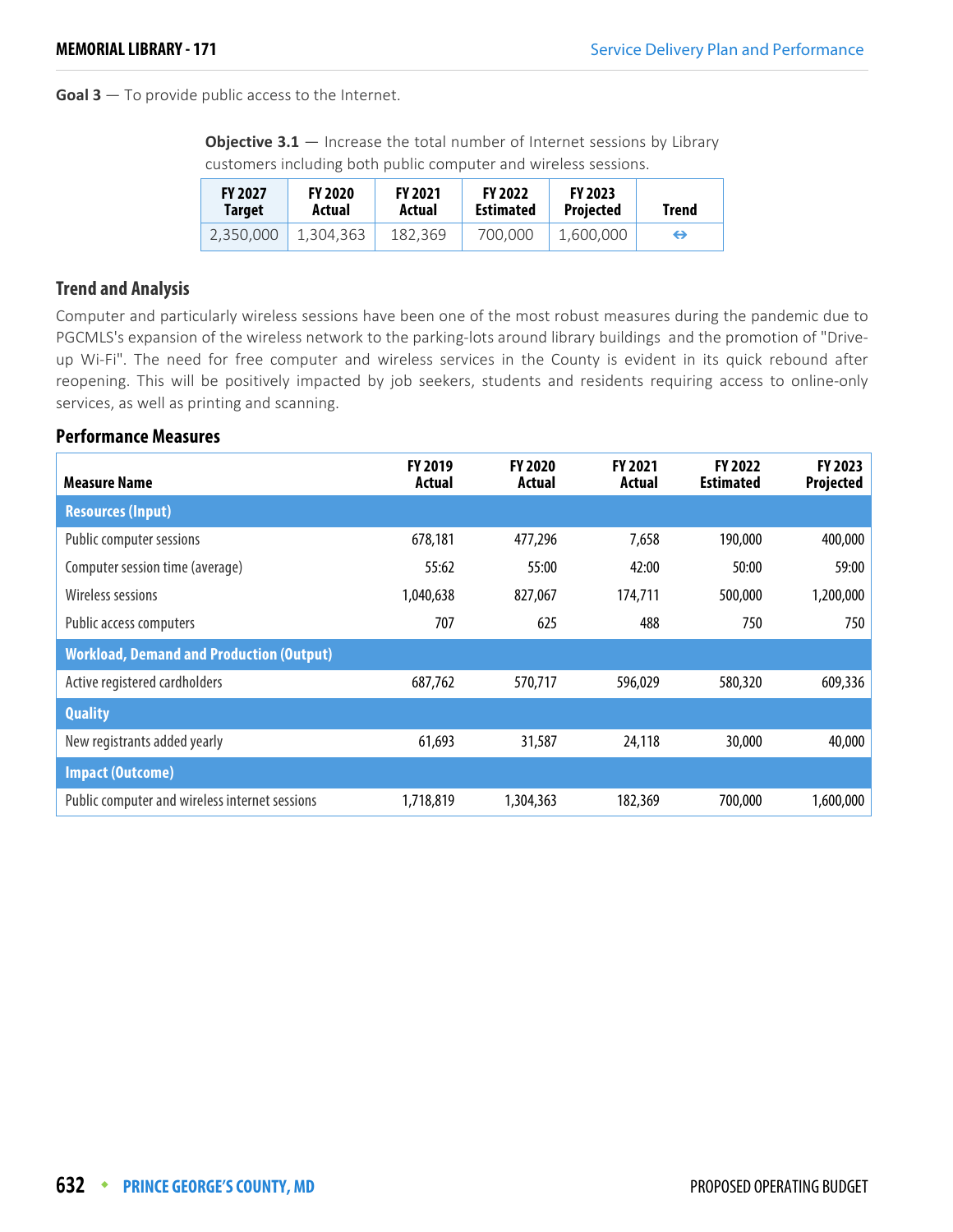**Goal 3** — To provide public access to the Internet.

**Objective 3.1** — Increase the total number of Internet sessions by Library customers including both public computer and wireless sessions.

| FY 2027 Target | FY 2020 Actual | FY 2021 Actual | FY 2022 Estimated | FY 2023 Projected | Trend |
|---|---|---|---|---|---|
| 2,350,000 | 1,304,363 | 182,369 | 700,000 | 1,600,000 | ⇔ |

## Trend and Analysis

Computer and particularly wireless sessions have been one of the most robust measures during the pandemic due to PGCMLS's expansion of the wireless network to the parking-lots around library buildings and the promotion of "Drive-up Wi-Fi". The need for free computer and wireless services in the County is evident in its quick rebound after reopening. This will be positively impacted by job seekers, students and residents requiring access to online-only services, as well as printing and scanning.

## Performance Measures

| Measure Name | FY 2019 Actual | FY 2020 Actual | FY 2021 Actual | FY 2022 Estimated | FY 2023 Projected |
|---|---|---|---|---|---|
| **Resources (Input)** | | | | | |
| Public computer sessions | 678,181 | 477,296 | 7,658 | 190,000 | 400,000 |
| Computer session time (average) | 55:62 | 55:00 | 42:00 | 50:00 | 59:00 |
| Wireless sessions | 1,040,638 | 827,067 | 174,711 | 500,000 | 1,200,000 |
| Public access computers | 707 | 625 | 488 | 750 | 750 |
| **Workload, Demand and Production (Output)** | | | | | |
| Active registered cardholders | 687,762 | 570,717 | 596,029 | 580,320 | 609,336 |
| **Quality** | | | | | |
| New registrants added yearly | 61,693 | 31,587 | 24,118 | 30,000 | 40,000 |
| **Impact (Outcome)** | | | | | |
| Public computer and wireless internet sessions | 1,718,819 | 1,304,363 | 182,369 | 700,000 | 1,600,000 |